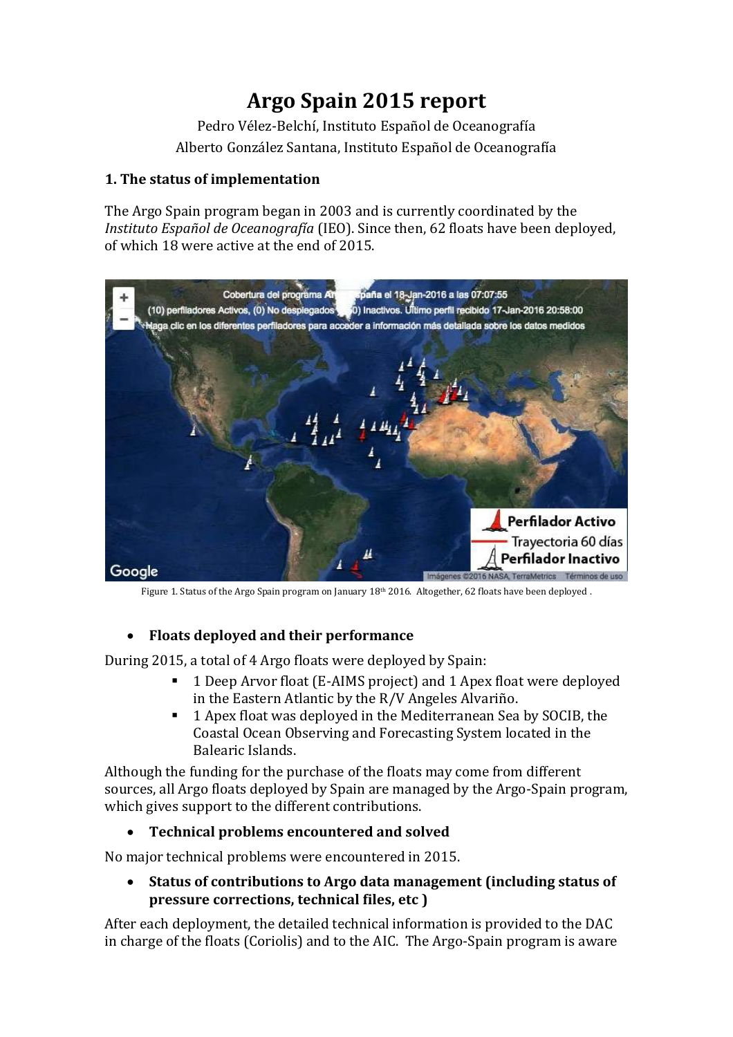# Argo Spain 2015 report

Pedro Vélez-Belchí, Instituto Español de Oceanografía
Alberto González Santana, Instituto Español de Oceanografía

## 1. The status of implementation

The Argo Spain program began in 2003 and is currently coordinated by the *Instituto Español de Oceanografía* (IEO). Since then, 62 floats have been deployed, of which 18 were active at the end of 2015.

Figure 1. Status of the Argo Spain program on January 18th 2016. Altogether, 62 floats have been deployed .

- **Floats deployed and their performance**

During 2015, a total of 4 Argo floats were deployed by Spain:

- 1 Deep Arvor float (E-AIMS project) and 1 Apex float were deployed in the Eastern Atlantic by the R/V Angeles Alvariño.
- 1 Apex float was deployed in the Mediterranean Sea by SOCIB, the Coastal Ocean Observing and Forecasting System located in the Balearic Islands.

Although the funding for the purchase of the floats may come from different sources, all Argo floats deployed by Spain are managed by the Argo-Spain program, which gives support to the different contributions.

- **Technical problems encountered and solved**

No major technical problems were encountered in 2015.

- **Status of contributions to Argo data management (including status of pressure corrections, technical files, etc )**

After each deployment, the detailed technical information is provided to the DAC in charge of the floats (Coriolis) and to the AIC. The Argo-Spain program is aware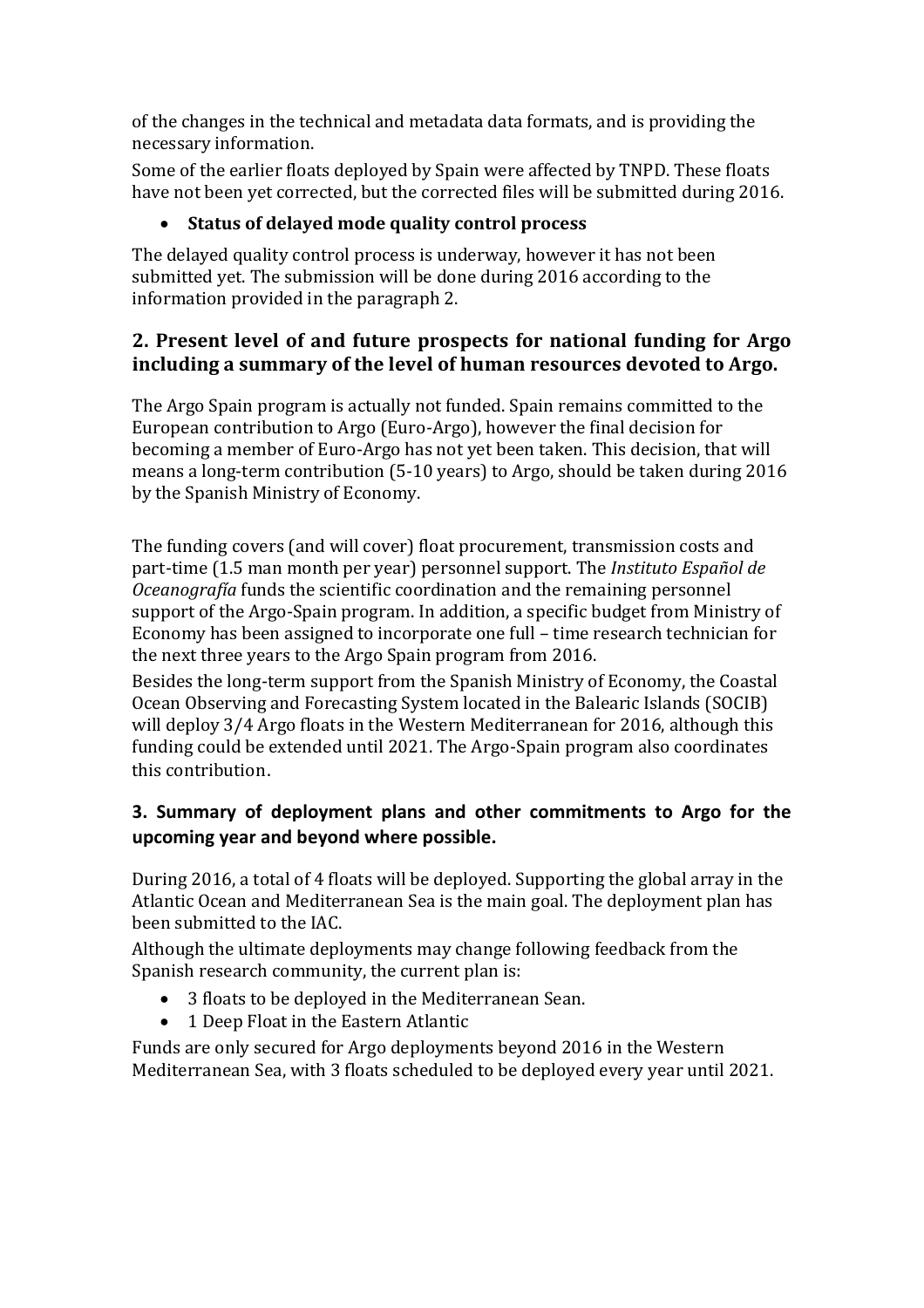of the changes in the technical and metadata data formats, and is providing the necessary information.

Some of the earlier floats deployed by Spain were affected by TNPD. These floats have not been yet corrected, but the corrected files will be submitted during 2016.

- **Status of delayed mode quality control process**

The delayed quality control process is underway, however it has not been submitted yet. The submission will be done during 2016 according to the information provided in the paragraph 2.

## 2. Present level of and future prospects for national funding for Argo including a summary of the level of human resources devoted to Argo.

The Argo Spain program is actually not funded. Spain remains committed to the European contribution to Argo (Euro-Argo), however the final decision for becoming a member of Euro-Argo has not yet been taken. This decision, that will means a long-term contribution (5-10 years) to Argo, should be taken during 2016 by the Spanish Ministry of Economy.

The funding covers (and will cover) float procurement, transmission costs and part-time (1.5 man month per year) personnel support. The *Instituto Español de Oceanografía* funds the scientific coordination and the remaining personnel support of the Argo-Spain program. In addition, a specific budget from Ministry of Economy has been assigned to incorporate one full – time research technician for the next three years to the Argo Spain program from 2016.

Besides the long-term support from the Spanish Ministry of Economy, the Coastal Ocean Observing and Forecasting System located in the Balearic Islands (SOCIB) will deploy 3/4 Argo floats in the Western Mediterranean for 2016, although this funding could be extended until 2021. The Argo-Spain program also coordinates this contribution.

## 3. Summary of deployment plans and other commitments to Argo for the upcoming year and beyond where possible.

During 2016, a total of 4 floats will be deployed. Supporting the global array in the Atlantic Ocean and Mediterranean Sea is the main goal. The deployment plan has been submitted to the IAC.

Although the ultimate deployments may change following feedback from the Spanish research community, the current plan is:

- 3 floats to be deployed in the Mediterranean Sean.
- 1 Deep Float in the Eastern Atlantic

Funds are only secured for Argo deployments beyond 2016 in the Western Mediterranean Sea, with 3 floats scheduled to be deployed every year until 2021.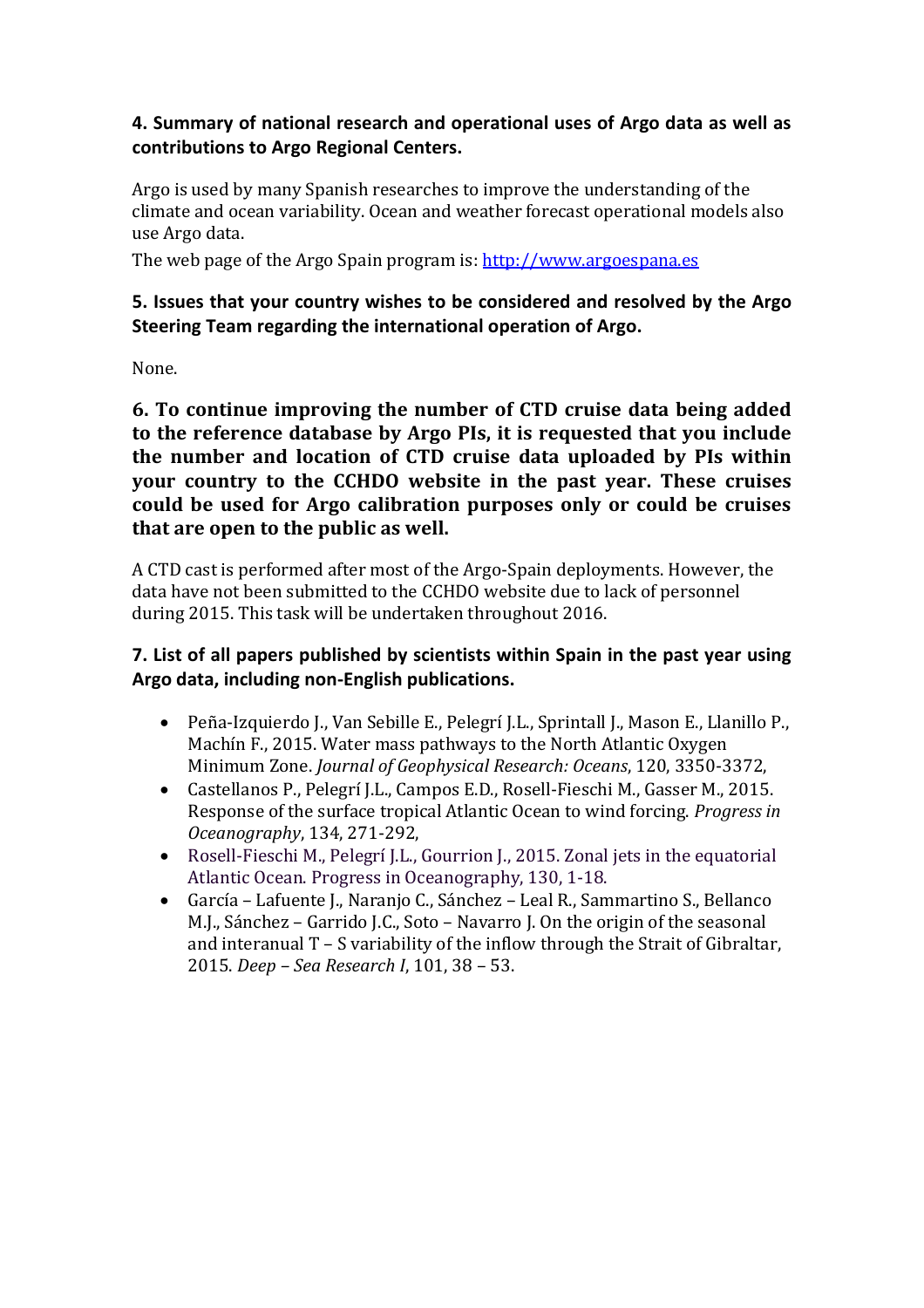### 4. Summary of national research and operational uses of Argo data as well as contributions to Argo Regional Centers.

Argo is used by many Spanish researches to improve the understanding of the climate and ocean variability. Ocean and weather forecast operational models also use Argo data.

The web page of the Argo Spain program is: [http://www.argoespana.es](http://www.argoespana.es)

### 5. Issues that your country wishes to be considered and resolved by the Argo Steering Team regarding the international operation of Argo.

None.

### 6. To continue improving the number of CTD cruise data being added to the reference database by Argo PIs, it is requested that you include the number and location of CTD cruise data uploaded by PIs within your country to the CCHDO website in the past year. These cruises could be used for Argo calibration purposes only or could be cruises that are open to the public as well.

A CTD cast is performed after most of the Argo-Spain deployments. However, the data have not been submitted to the CCHDO website due to lack of personnel during 2015. This task will be undertaken throughout 2016.

### 7. List of all papers published by scientists within Spain in the past year using Argo data, including non-English publications.

- Peña-Izquierdo J., Van Sebille E., Pelegrí J.L., Sprintall J., Mason E., Llanillo P., Machín F., 2015. Water mass pathways to the North Atlantic Oxygen Minimum Zone. *Journal of Geophysical Research: Oceans*, 120, 3350-3372,
- Castellanos P., Pelegrí J.L., Campos E.D., Rosell-Fieschi M., Gasser M., 2015. Response of the surface tropical Atlantic Ocean to wind forcing. *Progress in Oceanography*, 134, 271-292,
- Rosell-Fieschi M., Pelegrí J.L., Gourrion J., 2015. Zonal jets in the equatorial Atlantic Ocean. Progress in Oceanography, 130, 1-18.
- García – Lafuente J., Naranjo C., Sánchez – Leal R., Sammartino S., Bellanco M.J., Sánchez – Garrido J.C., Soto – Navarro J. On the origin of the seasonal and interanual T – S variability of the inflow through the Strait of Gibraltar, 2015. *Deep – Sea Research I*, 101, 38 – 53.